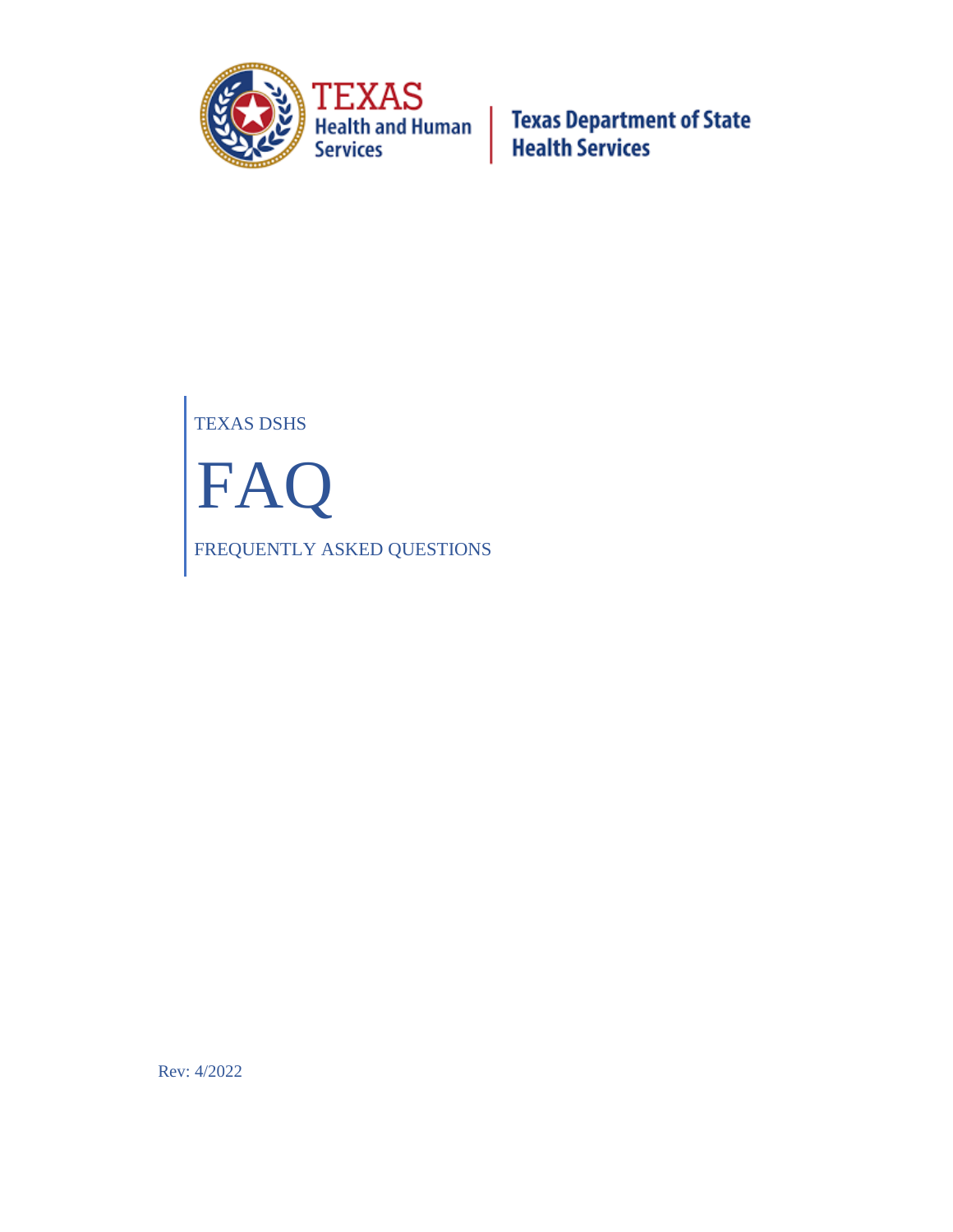TEXAS Health and Human Services | Texas Department of State Health Services

TEXAS DSHS

# FAQ

FREQUENTLY ASKED QUESTIONS

Rev: 4/2022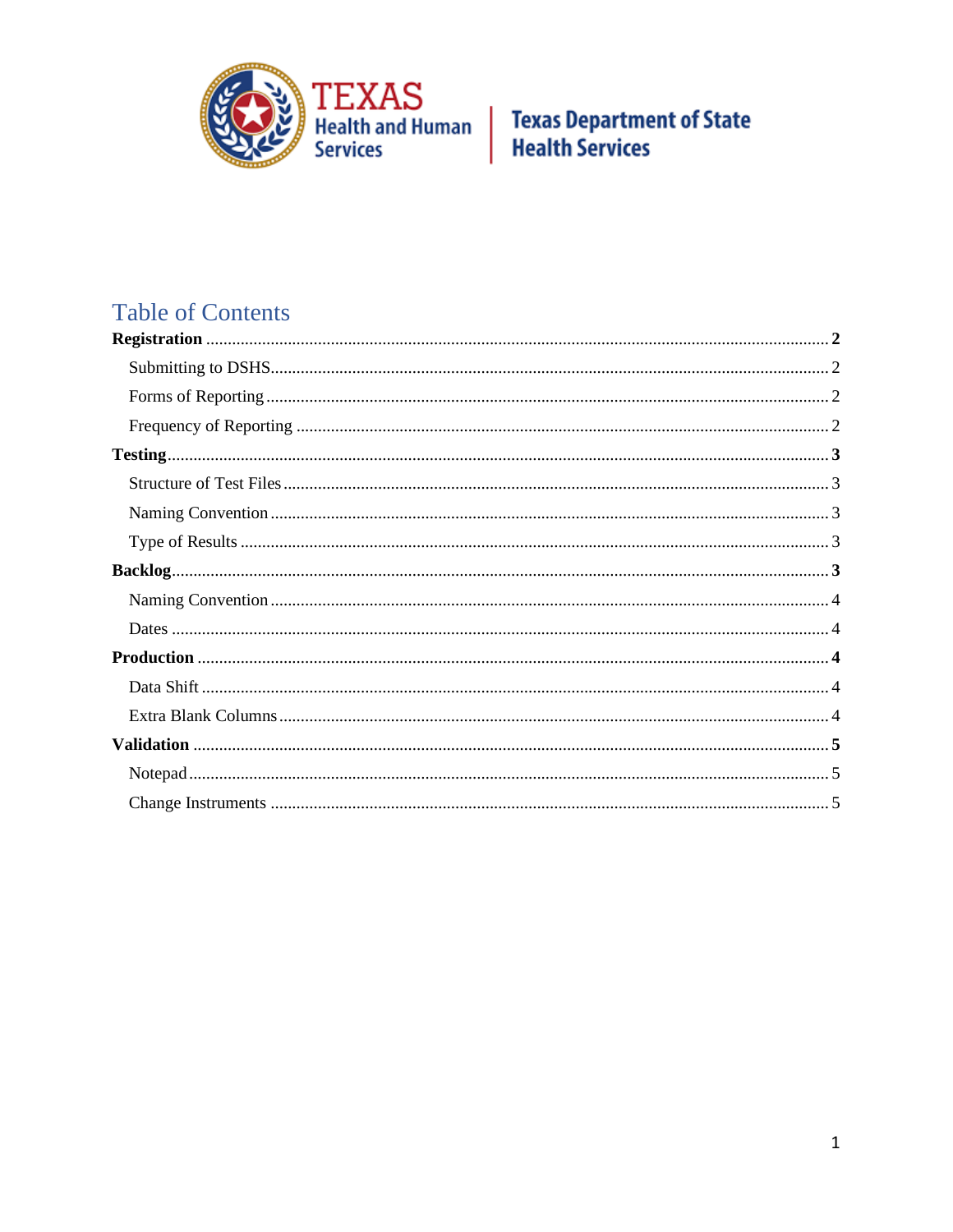Texas Health and Human Services | Texas Department of State Health Services

# Table of Contents

**Registration** ..... **2**

- Submitting to DSHS ..... 2
- Forms of Reporting ..... 2
- Frequency of Reporting ..... 2

**Testing** ..... **3**

- Structure of Test Files ..... 3
- Naming Convention ..... 3
- Type of Results ..... 3

**Backlog** ..... **3**

- Naming Convention ..... 4
- Dates ..... 4

**Production** ..... **4**

- Data Shift ..... 4
- Extra Blank Columns ..... 4

**Validation** ..... **5**

- Notepad ..... 5
- Change Instruments ..... 5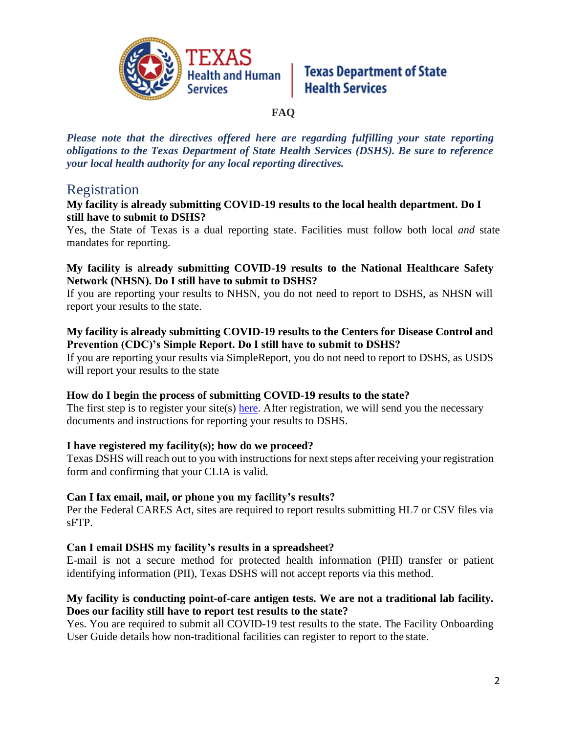**FAQ**

***Please note that the directives offered here are regarding fulfilling your state reporting obligations to the Texas Department of State Health Services (DSHS). Be sure to reference your local health authority for any local reporting directives.***

## Registration

**My facility is already submitting COVID-19 results to the local health department. Do I still have to submit to DSHS?**

Yes, the State of Texas is a dual reporting state. Facilities must follow both local *and* state mandates for reporting.

**My facility is already submitting COVID-19 results to the National Healthcare Safety Network (NHSN). Do I still have to submit to DSHS?**

If you are reporting your results to NHSN, you do not need to report to DSHS, as NHSN will report your results to the state.

**My facility is already submitting COVID-19 results to the Centers for Disease Control and Prevention (CDC)'s Simple Report. Do I still have to submit to DSHS?**

If you are reporting your results via SimpleReport, you do not need to report to DSHS, as USDS will report your results to the state

**How do I begin the process of submitting COVID-19 results to the state?**

The first step is to register your site(s) here. After registration, we will send you the necessary documents and instructions for reporting your results to DSHS.

**I have registered my facility(s); how do we proceed?**

Texas DSHS will reach out to you with instructions for next steps after receiving your registration form and confirming that your CLIA is valid.

**Can I fax email, mail, or phone you my facility's results?**

Per the Federal CARES Act, sites are required to report results submitting HL7 or CSV files via sFTP.

**Can I email DSHS my facility's results in a spreadsheet?**

E-mail is not a secure method for protected health information (PHI) transfer or patient identifying information (PII), Texas DSHS will not accept reports via this method.

**My facility is conducting point-of-care antigen tests. We are not a traditional lab facility. Does our facility still have to report test results to the state?**

Yes. You are required to submit all COVID-19 test results to the state. The Facility Onboarding User Guide details how non-traditional facilities can register to report to the state.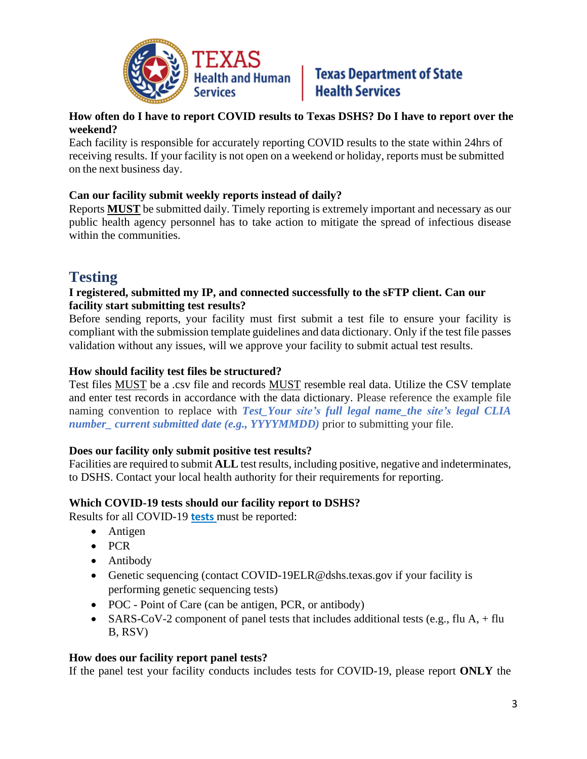**How often do I have to report COVID results to Texas DSHS? Do I have to report over the weekend?**
Each facility is responsible for accurately reporting COVID results to the state within 24hrs of receiving results. If your facility is not open on a weekend or holiday, reports must be submitted on the next business day.

**Can our facility submit weekly reports instead of daily?**
Reports **MUST** be submitted daily. Timely reporting is extremely important and necessary as our public health agency personnel has to take action to mitigate the spread of infectious disease within the communities.

## Testing

**I registered, submitted my IP, and connected successfully to the sFTP client. Can our facility start submitting test results?**
Before sending reports, your facility must first submit a test file to ensure your facility is compliant with the submission template guidelines and data dictionary. Only if the test file passes validation without any issues, will we approve your facility to submit actual test results.

**How should facility test files be structured?**
Test files MUST be a .csv file and records MUST resemble real data. Utilize the CSV template and enter test records in accordance with the data dictionary. Please reference the example file naming convention to replace with ***Test_Your site's full legal name_the site's legal CLIA number_ current submitted date (e.g., YYYYMMDD)*** prior to submitting your file.

**Does our facility only submit positive test results?**
Facilities are required to submit **ALL** test results, including positive, negative and indeterminates, to DSHS. Contact your local health authority for their requirements for reporting.

**Which COVID-19 tests should our facility report to DSHS?**
Results for all COVID-19 **tests** must be reported:

- Antigen
- PCR
- Antibody
- Genetic sequencing (contact COVID-19ELR@dshs.texas.gov if your facility is performing genetic sequencing tests)
- POC - Point of Care (can be antigen, PCR, or antibody)
- SARS-CoV-2 component of panel tests that includes additional tests (e.g., flu A, + flu B, RSV)

**How does our facility report panel tests?**
If the panel test your facility conducts includes tests for COVID-19, please report **ONLY** the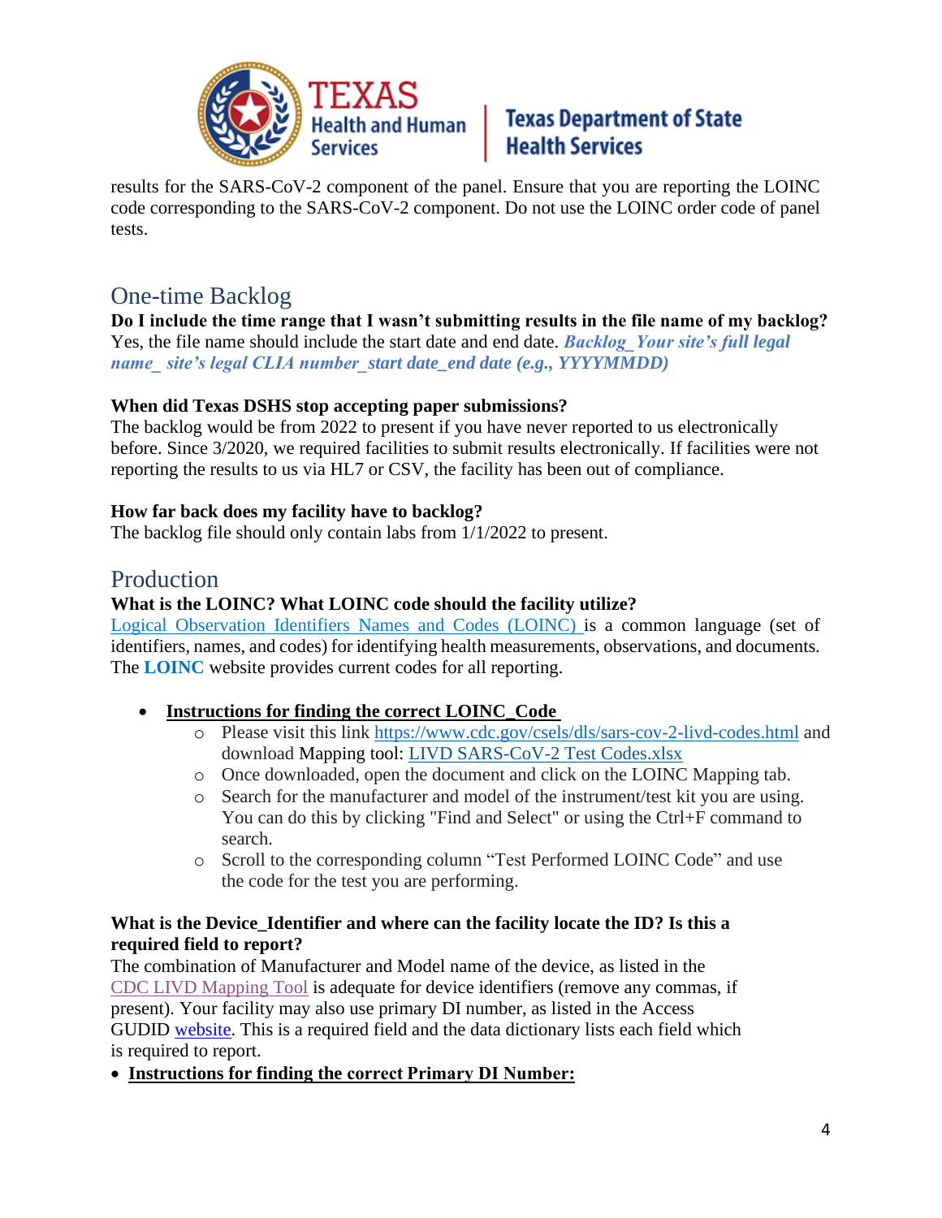results for the SARS-CoV-2 component of the panel. Ensure that you are reporting the LOINC code corresponding to the SARS-CoV-2 component. Do not use the LOINC order code of panel tests.

## One-time Backlog

**Do I include the time range that I wasn't submitting results in the file name of my backlog?**
Yes, the file name should include the start date and end date. ***Backlog_Your site's full legal name_ site's legal CLIA number_start date_end date (e.g., YYYYMMDD)***

**When did Texas DSHS stop accepting paper submissions?**
The backlog would be from 2022 to present if you have never reported to us electronically before. Since 3/2020, we required facilities to submit results electronically. If facilities were not reporting the results to us via HL7 or CSV, the facility has been out of compliance.

**How far back does my facility have to backlog?**
The backlog file should only contain labs from 1/1/2022 to present.

## Production

**What is the LOINC? What LOINC code should the facility utilize?**
Logical Observation Identifiers Names and Codes (LOINC) is a common language (set of identifiers, names, and codes) for identifying health measurements, observations, and documents. The **LOINC** website provides current codes for all reporting.

- **Instructions for finding the correct LOINC_Code**
  - Please visit this link https://www.cdc.gov/csels/dls/sars-cov-2-livd-codes.html and download Mapping tool: LIVD SARS-CoV-2 Test Codes.xlsx
  - Once downloaded, open the document and click on the LOINC Mapping tab.
  - Search for the manufacturer and model of the instrument/test kit you are using. You can do this by clicking "Find and Select" or using the Ctrl+F command to search.
  - Scroll to the corresponding column "Test Performed LOINC Code" and use the code for the test you are performing.

**What is the Device_Identifier and where can the facility locate the ID? Is this a required field to report?**
The combination of Manufacturer and Model name of the device, as listed in the CDC LIVD Mapping Tool is adequate for device identifiers (remove any commas, if present). Your facility may also use primary DI number, as listed in the Access GUDID website. This is a required field and the data dictionary lists each field which is required to report.

- **Instructions for finding the correct Primary DI Number:**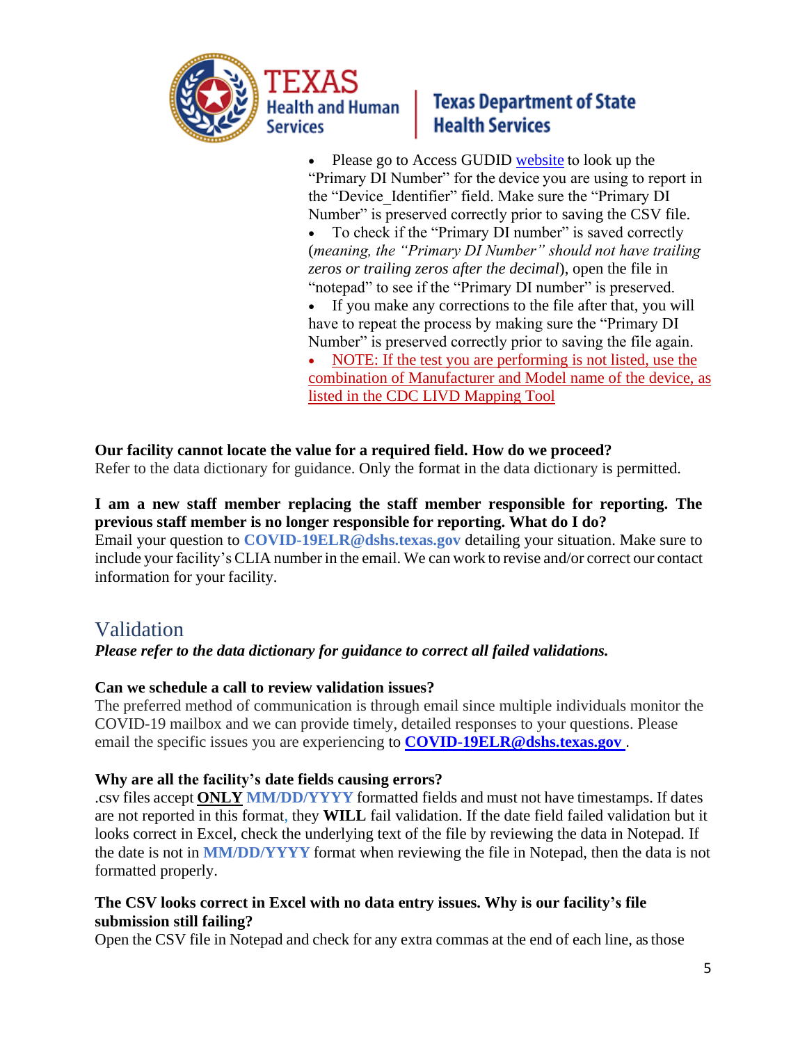- Please go to Access GUDID [website](#) to look up the "Primary DI Number" for the device you are using to report in the "Device_Identifier" field. Make sure the "Primary DI Number" is preserved correctly prior to saving the CSV file.
- To check if the "Primary DI number" is saved correctly (*meaning, the "Primary DI Number" should not have trailing zeros or trailing zeros after the decimal*), open the file in "notepad" to see if the "Primary DI number" is preserved.
- If you make any corrections to the file after that, you will have to repeat the process by making sure the "Primary DI Number" is preserved correctly prior to saving the file again.
- NOTE: If the test you are performing is not listed, use the combination of Manufacturer and Model name of the device, as listed in the CDC LIVD Mapping Tool

**Our facility cannot locate the value for a required field. How do we proceed?**
Refer to the data dictionary for guidance. Only the format in the data dictionary is permitted.

**I am a new staff member replacing the staff member responsible for reporting. The previous staff member is no longer responsible for reporting. What do I do?**
Email your question to **COVID-19ELR@dshs.texas.gov** detailing your situation. Make sure to include your facility's CLIA number in the email. We can work to revise and/or correct our contact information for your facility.

## Validation

***Please refer to the data dictionary for guidance to correct all failed validations.***

**Can we schedule a call to review validation issues?**
The preferred method of communication is through email since multiple individuals monitor the COVID-19 mailbox and we can provide timely, detailed responses to your questions. Please email the specific issues you are experiencing to **COVID-19ELR@dshs.texas.gov** .

**Why are all the facility's date fields causing errors?**
.csv files accept **ONLY** **MM/DD/YYYY** formatted fields and must not have timestamps. If dates are not reported in this format, they **WILL** fail validation. If the date field failed validation but it looks correct in Excel, check the underlying text of the file by reviewing the data in Notepad. If the date is not in **MM/DD/YYYY** format when reviewing the file in Notepad, then the data is not formatted properly.

**The CSV looks correct in Excel with no data entry issues. Why is our facility's file submission still failing?**
Open the CSV file in Notepad and check for any extra commas at the end of each line, as those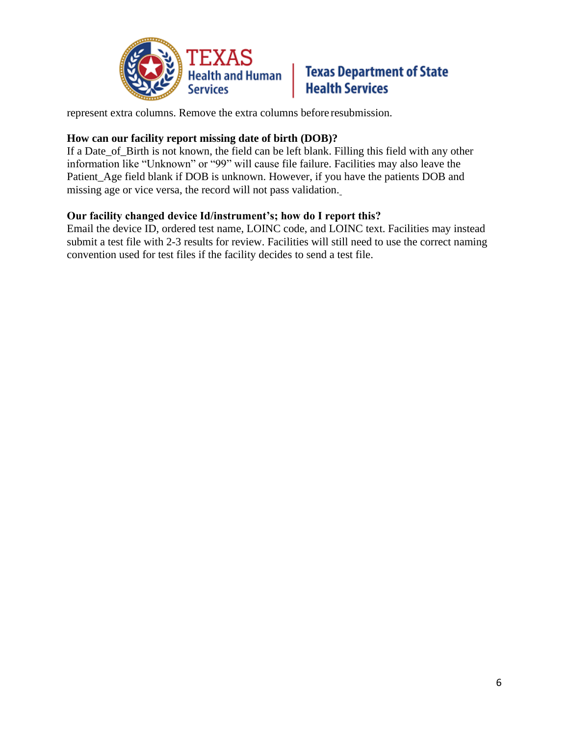represent extra columns. Remove the extra columns before resubmission.

**How can our facility report missing date of birth (DOB)?**

If a Date_of_Birth is not known, the field can be left blank. Filling this field with any other information like “Unknown” or “99” will cause file failure. Facilities may also leave the Patient_Age field blank if DOB is unknown. However, if you have the patients DOB and missing age or vice versa, the record will not pass validation.

**Our facility changed device Id/instrument’s; how do I report this?**

Email the device ID, ordered test name, LOINC code, and LOINC text. Facilities may instead submit a test file with 2-3 results for review. Facilities will still need to use the correct naming convention used for test files if the facility decides to send a test file.